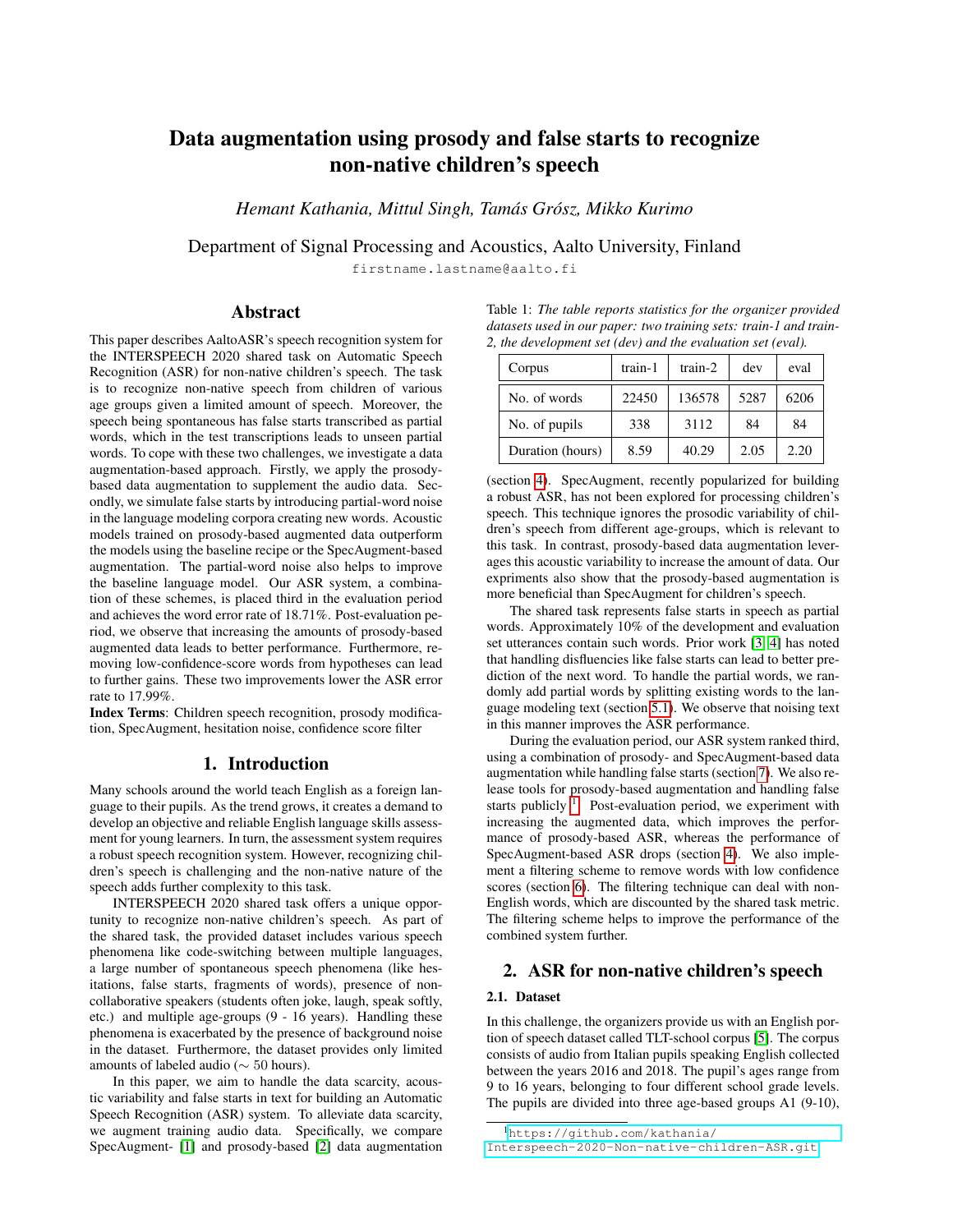# Data augmentation using prosody and false starts to recognize non-native children's speech

*Hemant Kathania, Mittul Singh, Tamás Grósz, Mikko Kurimo*

Department of Signal Processing and Acoustics, Aalto University, Finland

firstname.lastname@aalto.fi

## Abstract

This paper describes AaltoASR's speech recognition system for the INTERSPEECH 2020 shared task on Automatic Speech Recognition (ASR) for non-native children's speech. The task is to recognize non-native speech from children of various age groups given a limited amount of speech. Moreover, the speech being spontaneous has false starts transcribed as partial words, which in the test transcriptions leads to unseen partial words. To cope with these two challenges, we investigate a data augmentation-based approach. Firstly, we apply the prosody-based data augmentation to supplement the audio data. Secondly, we simulate false starts by introducing partial-word noise in the language modeling corpora creating new words. Acoustic models trained on prosody-based augmented data outperform the models using the baseline recipe or the SpecAugment-based augmentation. The partial-word noise also helps to improve the baseline language model. Our ASR system, a combination of these schemes, is placed third in the evaluation period and achieves the word error rate of 18.71%. Post-evaluation period, we observe that increasing the amounts of prosody-based augmented data leads to better performance. Furthermore, removing low-confidence-score words from hypotheses can lead to further gains. These two improvements lower the ASR error rate to 17.99%.

**Index Terms**: Children speech recognition, prosody modification, SpecAugment, hesitation noise, confidence score filter

## 1. Introduction

Many schools around the world teach English as a foreign language to their pupils. As the trend grows, it creates a demand to develop an objective and reliable English language skills assessment for young learners. In turn, the assessment system requires a robust speech recognition system. However, recognizing children's speech is challenging and the non-native nature of the speech adds further complexity to this task.

INTERSPEECH 2020 shared task offers a unique opportunity to recognize non-native children's speech. As part of the shared task, the provided dataset includes various speech phenomena like code-switching between multiple languages, a large number of spontaneous speech phenomena (like hesitations, false starts, fragments of words), presence of non-collaborative speakers (students often joke, laugh, speak softly, etc.) and multiple age-groups (9 - 16 years). Handling these phenomena is exacerbated by the presence of background noise in the dataset. Furthermore, the dataset provides only limited amounts of labeled audio (∼ 50 hours).

In this paper, we aim to handle the data scarcity, acoustic variability and false starts in text for building an Automatic Speech Recognition (ASR) system. To alleviate data scarcity, we augment training audio data. Specifically, we compare SpecAugment- [1] and prosody-based [2] data augmentation (section 4). SpecAugment, recently popularized for building a robust ASR, has not been explored for processing children's speech. This technique ignores the prosodic variability of children's speech from different age-groups, which is relevant to this task. In contrast, prosody-based data augmentation leverages this acoustic variability to increase the amount of data. Our expriments also show that the prosody-based augmentation is more beneficial than SpecAugment for children's speech.

The shared task represents false starts in speech as partial words. Approximately 10% of the development and evaluation set utterances contain such words. Prior work [3, 4] has noted that handling disfluencies like false starts can lead to better prediction of the next word. To handle the partial words, we randomly add partial words by splitting existing words to the language modeling text (section 5.1). We observe that noising text in this manner improves the ASR performance.

During the evaluation period, our ASR system ranked third, using a combination of prosody- and SpecAugment-based data augmentation while handling false starts (section 7). We also release tools for prosody-based augmentation and handling false starts publicly [1]. Post-evaluation period, we experiment with increasing the augmented data, which improves the performance of prosody-based ASR, whereas the performance of SpecAugment-based ASR drops (section 4). We also implement a filtering scheme to remove words with low confidence scores (section 6). The filtering technique can deal with non-English words, which are discounted by the shared task metric. The filtering scheme helps to improve the performance of the combined system further.

Table 1: *The table reports statistics for the organizer provided datasets used in our paper: two training sets: train-1 and train-2, the development set (dev) and the evaluation set (eval).*

| Corpus | train-1 | train-2 | dev | eval |
|---|---|---|---|---|
| No. of words | 22450 | 136578 | 5287 | 6206 |
| No. of pupils | 338 | 3112 | 84 | 84 |
| Duration (hours) | 8.59 | 40.29 | 2.05 | 2.20 |

## 2. ASR for non-native children's speech

### 2.1. Dataset

In this challenge, the organizers provide us with an English portion of speech dataset called TLT-school corpus [5]. The corpus consists of audio from Italian pupils speaking English collected between the years 2016 and 2018. The pupil's ages range from 9 to 16 years, belonging to four different school grade levels. The pupils are divided into three age-based groups A1 (9-10),

[1] https://github.com/kathania/Interspeech-2020-Non-native-children-ASR.git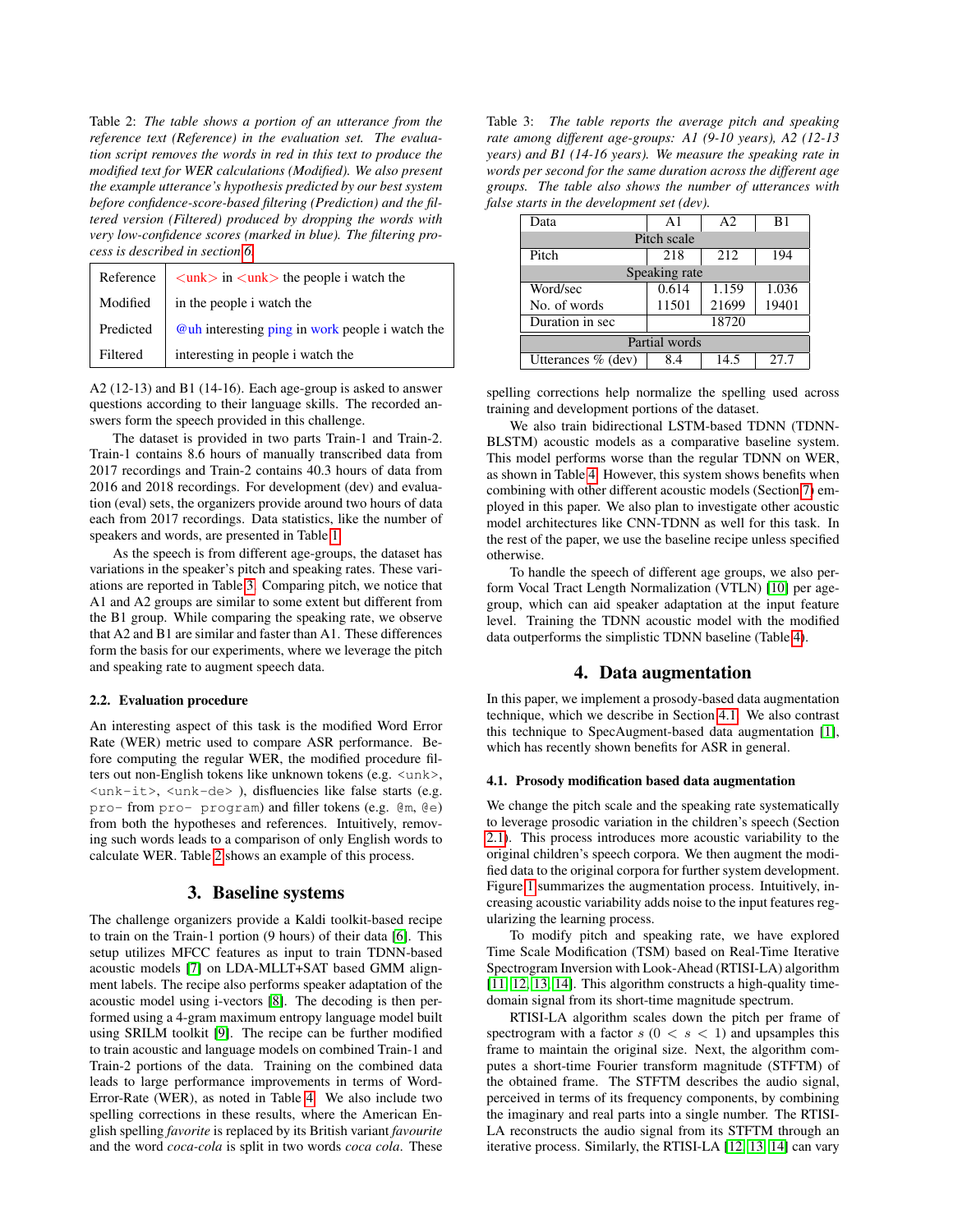Table 2: *The table shows a portion of an utterance from the reference text (Reference) in the evaluation set. The evaluation script removes the words in red in this text to produce the modified text for WER calculations (Modified). We also present the example utterance's hypothesis predicted by our best system before confidence-score-based filtering (Prediction) and the filtered version (Filtered) produced by dropping the words with very low-confidence scores (marked in blue). The filtering process is described in section 6.*

| | |
|---|---|
| Reference | <unk> in <unk> the people i watch the |
| Modified | in the people i watch the |
| Predicted | @uh interesting ping in work people i watch the |
| Filtered | interesting in people i watch the |

A2 (12-13) and B1 (14-16). Each age-group is asked to answer questions according to their language skills. The recorded answers form the speech provided in this challenge.

The dataset is provided in two parts Train-1 and Train-2. Train-1 contains 8.6 hours of manually transcribed data from 2017 recordings and Train-2 contains 40.3 hours of data from 2016 and 2018 recordings. For development (dev) and evaluation (eval) sets, the organizers provide around two hours of data each from 2017 recordings. Data statistics, like the number of speakers and words, are presented in Table 1.

As the speech is from different age-groups, the dataset has variations in the speaker's pitch and speaking rates. These variations are reported in Table 3. Comparing pitch, we notice that A1 and A2 groups are similar to some extent but different from the B1 group. While comparing the speaking rate, we observe that A2 and B1 are similar and faster than A1. These differences form the basis for our experiments, where we leverage the pitch and speaking rate to augment speech data.

### 2.2. Evaluation procedure

An interesting aspect of this task is the modified Word Error Rate (WER) metric used to compare ASR performance. Before computing the regular WER, the modified procedure filters out non-English tokens like unknown tokens (e.g. `<unk>`, `<unk-it>`, `<unk-de>` ), disfluencies like false starts (e.g. `pro-` from `pro- program`) and filler tokens (e.g. `@m`, `@e`) from both the hypotheses and references. Intuitively, removing such words leads to a comparison of only English words to calculate WER. Table 2 shows an example of this process.

## 3. Baseline systems

The challenge organizers provide a Kaldi toolkit-based recipe to train on the Train-1 portion (9 hours) of their data [6]. This setup utilizes MFCC features as input to train TDNN-based acoustic models [7] on LDA-MLLT+SAT based GMM alignment labels. The recipe also performs speaker adaptation of the acoustic model using i-vectors [8]. The decoding is then performed using a 4-gram maximum entropy language model built using SRILM toolkit [9]. The recipe can be further modified to train acoustic and language models on combined Train-1 and Train-2 portions of the data. Training on the combined data leads to large performance improvements in terms of Word-Error-Rate (WER), as noted in Table 4. We also include two spelling corrections in these results, where the American English spelling *favorite* is replaced by its British variant *favourite* and the word *coca-cola* is split in two words *coca cola*. These spelling corrections help normalize the spelling used across training and development portions of the dataset.

Table 3: *The table reports the average pitch and speaking rate among different age-groups: A1 (9-10 years), A2 (12-13 years) and B1 (14-16 years). We measure the speaking rate in words per second for the same duration across the different age groups. The table also shows the number of utterances with false starts in the development set (dev).*

| Data | A1 | A2 | B1 |
|---|---|---|---|
| Pitch scale | | | |
| Pitch | 218 | 212 | 194 |
| Speaking rate | | | |
| Word/sec | 0.614 | 1.159 | 1.036 |
| No. of words | 11501 | 21699 | 19401 |
| Duration in sec | 18720 | | |
| Partial words | | | |
| Utterances % (dev) | 8.4 | 14.5 | 27.7 |

We also train bidirectional LSTM-based TDNN (TDNN-BLSTM) acoustic models as a comparative baseline system. This model performs worse than the regular TDNN on WER, as shown in Table 4. However, this system shows benefits when combining with other different acoustic models (Section 7) employed in this paper. We also plan to investigate other acoustic model architectures like CNN-TDNN as well for this task. In the rest of the paper, we use the baseline recipe unless specified otherwise.

To handle the speech of different age groups, we also perform Vocal Tract Length Normalization (VTLN) [10] per age-group, which can aid speaker adaptation at the input feature level. Training the TDNN acoustic model with the modified data outperforms the simplistic TDNN baseline (Table 4).

## 4. Data augmentation

In this paper, we implement a prosody-based data augmentation technique, which we describe in Section 4.1. We also contrast this technique to SpecAugment-based data augmentation [1], which has recently shown benefits for ASR in general.

### 4.1. Prosody modification based data augmentation

We change the pitch scale and the speaking rate systematically to leverage prosodic variation in the children's speech (Section 2.1). This process introduces more acoustic variability to the original children's speech corpora. We then augment the modified data to the original corpora for further system development. Figure 1 summarizes the augmentation process. Intuitively, increasing acoustic variability adds noise to the input features regularizing the learning process.

To modify pitch and speaking rate, we have explored Time Scale Modification (TSM) based on Real-Time Iterative Spectrogram Inversion with Look-Ahead (RTISI-LA) algorithm [11, 12, 13, 14]. This algorithm constructs a high-quality time-domain signal from its short-time magnitude spectrum.

RTISI-LA algorithm scales down the pitch per frame of spectrogram with a factor $s$ $(0 < s < 1)$ and upsamples this frame to maintain the original size. Next, the algorithm computes a short-time Fourier transform magnitude (STFTM) of the obtained frame. The STFTM describes the audio signal, perceived in terms of its frequency components, by combining the imaginary and real parts into a single number. The RTISI-LA reconstructs the audio signal from its STFTM through an iterative process. Similarly, the RTISI-LA [12, 13, 14] can vary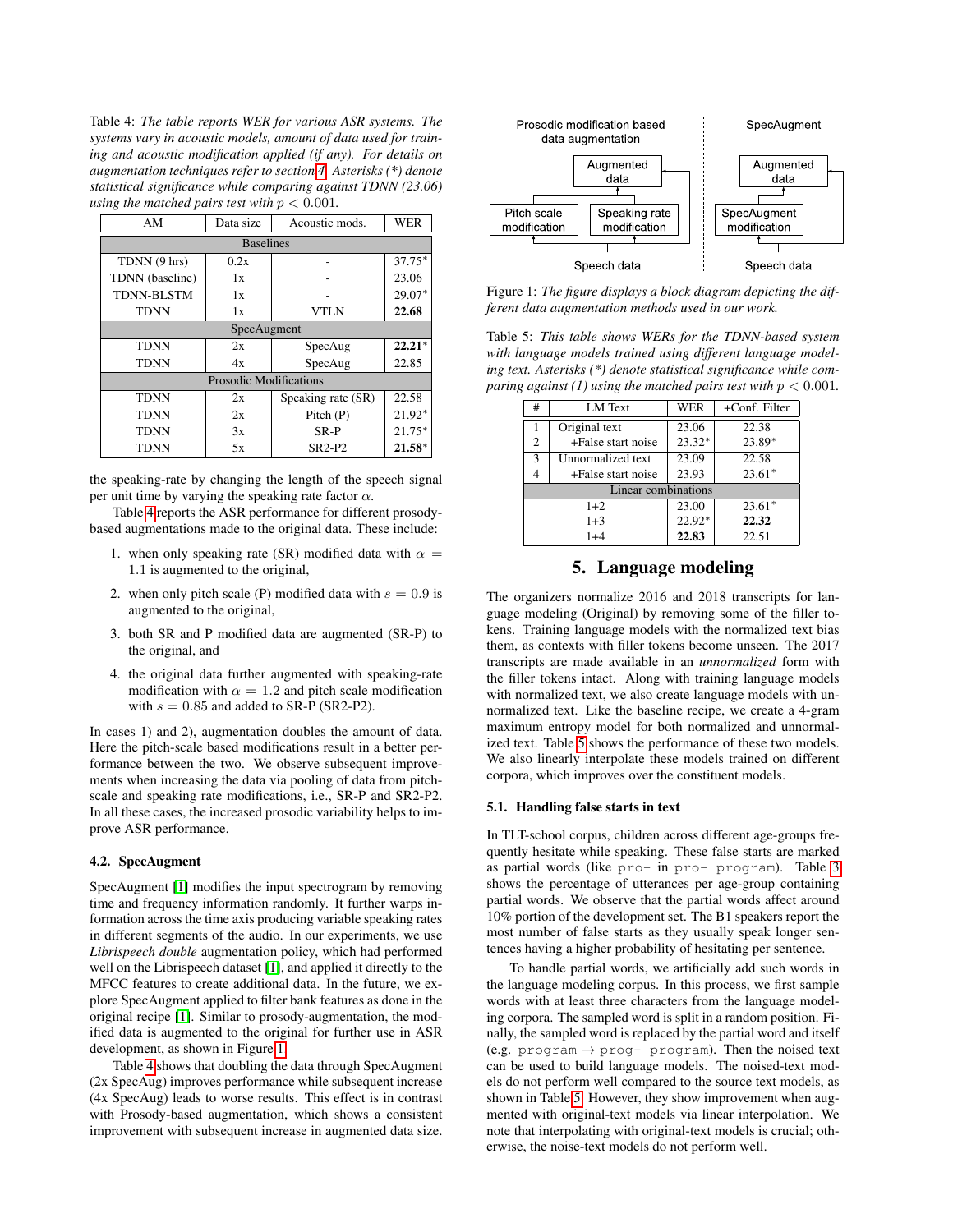Table 4: *The table reports WER for various ASR systems. The systems vary in acoustic models, amount of data used for training and acoustic modification applied (if any). For details on augmentation techniques refer to section 4. Asterisks (\*) denote statistical significance while comparing against TDNN (23.06) using the matched pairs test with $p < 0.001$.*

| AM | Data size | Acoustic mods. | WER |
|---|---|---|---|
| Baselines | | | |
| TDNN (9 hrs) | 0.2x | - | 37.75* |
| TDNN (baseline) | 1x | - | 23.06 |
| TDNN-BLSTM | 1x | - | 29.07* |
| TDNN | 1x | VTLN | **22.68** |
| SpecAugment | | | |
| TDNN | 2x | SpecAug | **22.21*** |
| TDNN | 4x | SpecAug | 22.85 |
| Prosodic Modifications | | | |
| TDNN | 2x | Speaking rate (SR) | 22.58 |
| TDNN | 2x | Pitch (P) | 21.92* |
| TDNN | 3x | SR-P | 21.75* |
| TDNN | 5x | SR2-P2 | **21.58*** |

the speaking-rate by changing the length of the speech signal per unit time by varying the speaking rate factor $\alpha$.

Table 4 reports the ASR performance for different prosody-based augmentations made to the original data. These include:

1. when only speaking rate (SR) modified data with $\alpha = 1.1$ is augmented to the original,
2. when only pitch scale (P) modified data with $s = 0.9$ is augmented to the original,
3. both SR and P modified data are augmented (SR-P) to the original, and
4. the original data further augmented with speaking-rate modification with $\alpha = 1.2$ and pitch scale modification with $s = 0.85$ and added to SR-P (SR2-P2).

In cases 1) and 2), augmentation doubles the amount of data. Here the pitch-scale based modifications result in a better performance between the two. We observe subsequent improvements when increasing the data via pooling of data from pitch-scale and speaking rate modifications, i.e., SR-P and SR2-P2. In all these cases, the increased prosodic variability helps to improve ASR performance.

### 4.2. SpecAugment

SpecAugment [1] modifies the input spectrogram by removing time and frequency information randomly. It further warps information across the time axis producing variable speaking rates in different segments of the audio. In our experiments, we use *Librispeech double* augmentation policy, which had performed well on the Librispeech dataset [1], and applied it directly to the MFCC features to create additional data. In the future, we explore SpecAugment applied to filter bank features as done in the original recipe [1]. Similar to prosody-augmentation, the modified data is augmented to the original for further use in ASR development, as shown in Figure 1.

Table 4 shows that doubling the data through SpecAugment (2x SpecAug) improves performance while subsequent increase (4x SpecAug) leads to worse results. This effect is in contrast with Prosody-based augmentation, which shows a consistent improvement with subsequent increase in augmented data size.

Figure 1: *The figure displays a block diagram depicting the different data augmentation methods used in our work.*

Table 5: *This table shows WERs for the TDNN-based system with language models trained using different language modeling text. Asterisks (\*) denote statistical significance while comparing against (1) using the matched pairs test with $p < 0.001$.*

| # | LM Text | WER | +Conf. Filter |
|---|---|---|---|
| 1 | Original text | 23.06 | 22.38 |
| 2 | +False start noise | 23.32* | 23.89* |
| 3 | Unnormalized text | 23.09 | 22.58 |
| 4 | +False start noise | 23.93 | 23.61* |
| Linear combinations | | | |
| | 1+2 | 23.00 | 23.61* |
| | 1+3 | 22.92* | **22.32** |
| | 1+4 | **22.83** | 22.51 |

## 5. Language modeling

The organizers normalize 2016 and 2018 transcripts for language modeling (Original) by removing some of the filler tokens. Training language models with the normalized text bias them, as contexts with filler tokens become unseen. The 2017 transcripts are made available in an *unnormalized* form with the filler tokens intact. Along with training language models with normalized text, we also create language models with unnormalized text. Like the baseline recipe, we create a 4-gram maximum entropy model for both normalized and unnormalized text. Table 5 shows the performance of these two models. We also linearly interpolate these models trained on different corpora, which improves over the constituent models.

### 5.1. Handling false starts in text

In TLT-school corpus, children across different age-groups frequently hesitate while speaking. These false starts are marked as partial words (like `pro-` in `pro- program`). Table 3 shows the percentage of utterances per age-group containing partial words. We observe that the partial words affect around 10% portion of the development set. The B1 speakers report the most number of false starts as they usually speak longer sentences having a higher probability of hesitating per sentence.

To handle partial words, we artificially add such words in the language modeling corpus. In this process, we first sample words with at least three characters from the language modeling corpora. The sampled word is split in a random position. Finally, the sampled word is replaced by the partial word and itself (e.g. `program` → `prog- program`). Then the noised text can be used to build language models. The noised-text models do not perform well compared to the source text models, as shown in Table 5. However, they show improvement when augmented with original-text models via linear interpolation. We note that interpolating with original-text models is crucial; otherwise, the noise-text models do not perform well.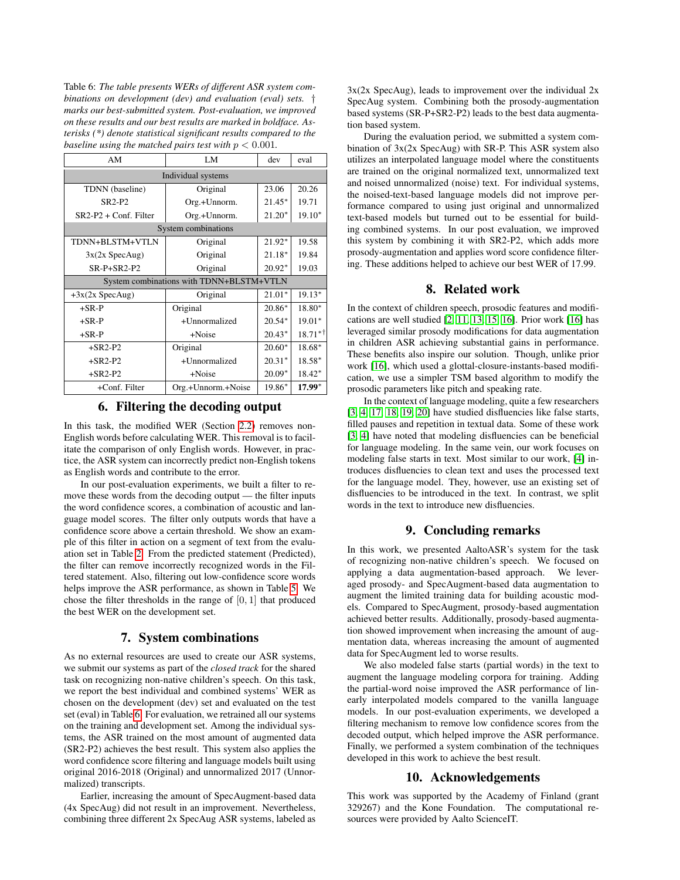Table 6: *The table presents WERs of different ASR system combinations on development (dev) and evaluation (eval) sets. † marks our best-submitted system. Post-evaluation, we improved on these results and our best results are marked in boldface. Asterisks (\*) denote statistical significant results compared to the baseline using the matched pairs test with $p < 0.001$.*

| AM | LM | dev | eval |
|---|---|---|---|
| Individual systems | | | |
| TDNN (baseline) | Original | 23.06 | 20.26 |
| SR2-P2 | Org.+Unnorm. | 21.45* | 19.71 |
| SR2-P2 + Conf. Filter | Org.+Unnorm. | 21.20* | 19.10* |
| System combinations | | | |
| TDNN+BLSTM+VTLN | Original | 21.92* | 19.58 |
| 3x(2x SpecAug) | Original | 21.18* | 19.84 |
| SR-P+SR2-P2 | Original | 20.92* | 19.03 |
| System combinations with TDNN+BLSTM+VTLN | | | |
| +3x(2x SpecAug) | Original | 21.01* | 19.13* |
| +SR-P | Original | 20.86* | 18.80* |
| +SR-P | +Unnormalized | 20.54* | 19.01* |
| +SR-P | +Noise | 20.43* | 18.71*† |
| +SR2-P2 | Original | 20.60* | 18.68* |
| +SR2-P2 | +Unnormalized | 20.31* | 18.58* |
| +SR2-P2 | +Noise | 20.09* | 18.42* |
| +Conf. Filter | Org.+Unnorm.+Noise | 19.86* | **17.99*** |

## 6. Filtering the decoding output

In this task, the modified WER (Section 2.2) removes non-English words before calculating WER. This removal is to facilitate the comparison of only English words. However, in practice, the ASR system can incorrectly predict non-English tokens as English words and contribute to the error.

In our post-evaluation experiments, we built a filter to remove these words from the decoding output — the filter inputs the word confidence scores, a combination of acoustic and language model scores. The filter only outputs words that have a confidence score above a certain threshold. We show an example of this filter in action on a segment of text from the evaluation set in Table 2. From the predicted statement (Predicted), the filter can remove incorrectly recognized words in the Filtered statement. Also, filtering out low-confidence score words helps improve the ASR performance, as shown in Table 5. We chose the filter thresholds in the range of $[0, 1]$ that produced the best WER on the development set.

## 7. System combinations

As no external resources are used to create our ASR systems, we submit our systems as part of the *closed track* for the shared task on recognizing non-native children's speech. On this task, we report the best individual and combined systems' WER as chosen on the development (dev) set and evaluated on the test set (eval) in Table 6. For evaluation, we retrained all our systems on the training and development set. Among the individual systems, the ASR trained on the most amount of augmented data (SR2-P2) achieves the best result. This system also applies the word confidence score filtering and language models built using original 2016-2018 (Original) and unnormalized 2017 (Unnormalized) transcripts.

Earlier, increasing the amount of SpecAugment-based data (4x SpecAug) did not result in an improvement. Nevertheless, combining three different 2x SpecAug ASR systems, labeled as 3x(2x SpecAug), leads to improvement over the individual 2x SpecAug system. Combining both the prosody-augmentation based systems (SR-P+SR2-P2) leads to the best data augmentation based system.

During the evaluation period, we submitted a system combination of 3x(2x SpecAug) with SR-P. This ASR system also utilizes an interpolated language model where the constituents are trained on the original normalized text, unnormalized text and noised unnormalized (noise) text. For individual systems, the noised-text-based language models did not improve performance compared to using just original and unnormalized text-based models but turned out to be essential for building combined systems. In our post evaluation, we improved this system by combining it with SR2-P2, which adds more prosody-augmentation and applies word score confidence filtering. These additions helped to achieve our best WER of 17.99.

## 8. Related work

In the context of children speech, prosodic features and modifications are well studied [2, 11, 13, 15, 16]. Prior work [16] has leveraged similar prosody modifications for data augmentation in children ASR achieving substantial gains in performance. These benefits also inspire our solution. Though, unlike prior work [16], which used a glottal-closure-instants-based modification, we use a simpler TSM based algorithm to modify the prosodic parameters like pitch and speaking rate.

In the context of language modeling, quite a few researchers [3, 4, 17, 18, 19, 20] have studied disfluencies like false starts, filled pauses and repetition in textual data. Some of these work [3, 4] have noted that modeling disfluencies can be beneficial for language modeling. In the same vein, our work focuses on modeling false starts in text. Most similar to our work, [4] introduces disfluencies to clean text and uses the processed text for the language model. They, however, use an existing set of disfluencies to be introduced in the text. In contrast, we split words in the text to introduce new disfluencies.

## 9. Concluding remarks

In this work, we presented AaltoASR's system for the task of recognizing non-native children's speech. We focused on applying a data augmentation-based approach. We leveraged prosody- and SpecAugment-based data augmentation to augment the limited training data for building acoustic models. Compared to SpecAugment, prosody-based augmentation achieved better results. Additionally, prosody-based augmentation showed improvement when increasing the amount of augmentation data, whereas increasing the amount of augmented data for SpecAugment led to worse results.

We also modeled false starts (partial words) in the text to augment the language modeling corpora for training. Adding the partial-word noise improved the ASR performance of linearly interpolated models compared to the vanilla language models. In our post-evaluation experiments, we developed a filtering mechanism to remove low confidence scores from the decoded output, which helped improve the ASR performance. Finally, we performed a system combination of the techniques developed in this work to achieve the best result.

## 10. Acknowledgements

This work was supported by the Academy of Finland (grant 329267) and the Kone Foundation. The computational resources were provided by Aalto ScienceIT.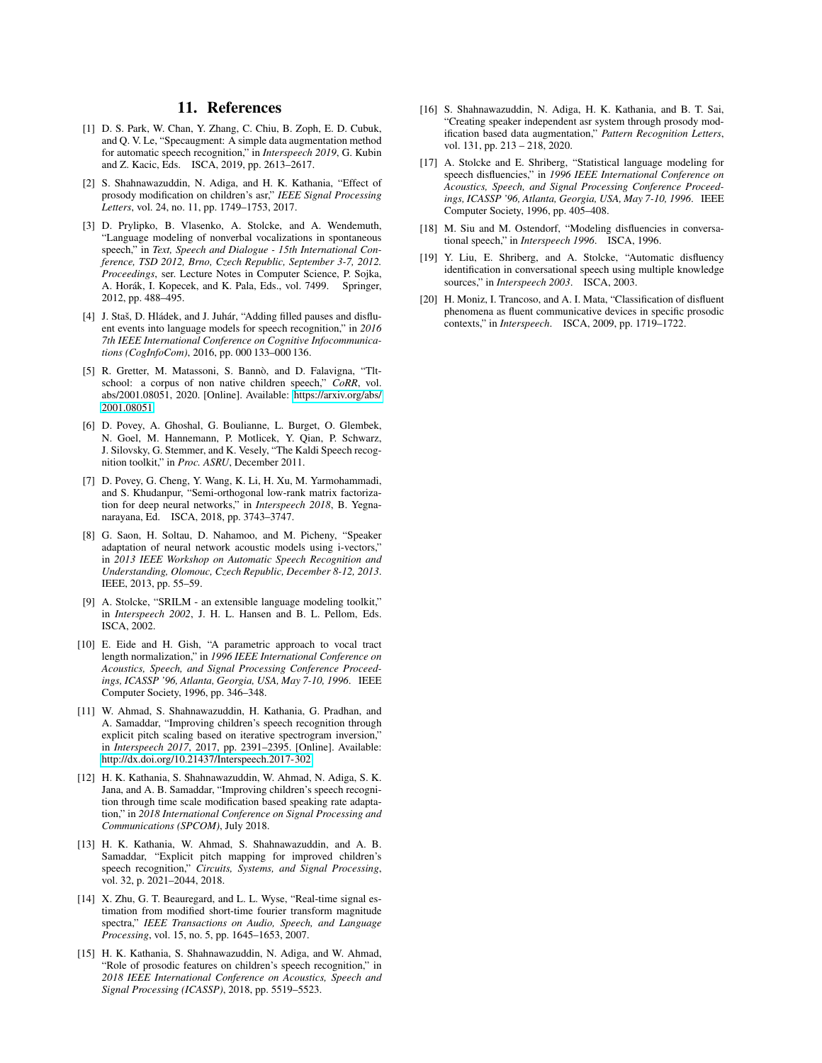## 11. References

[1] D. S. Park, W. Chan, Y. Zhang, C. Chiu, B. Zoph, E. D. Cubuk, and Q. V. Le, “Specaugment: A simple data augmentation method for automatic speech recognition,” in *Interspeech 2019*, G. Kubin and Z. Kacic, Eds. ISCA, 2019, pp. 2613–2617.

[2] S. Shahnawazuddin, N. Adiga, and H. K. Kathania, “Effect of prosody modification on children’s asr,” *IEEE Signal Processing Letters*, vol. 24, no. 11, pp. 1749–1753, 2017.

[3] D. Prylipko, B. Vlasenko, A. Stolcke, and A. Wendemuth, “Language modeling of nonverbal vocalizations in spontaneous speech,” in *Text, Speech and Dialogue - 15th International Conference, TSD 2012, Brno, Czech Republic, September 3-7, 2012. Proceedings*, ser. Lecture Notes in Computer Science, P. Sojka, A. Horák, I. Kopecek, and K. Pala, Eds., vol. 7499. Springer, 2012, pp. 488–495.

[4] J. Staš, D. Hládek, and J. Juhár, “Adding filled pauses and disfluent events into language models for speech recognition,” in *2016 7th IEEE International Conference on Cognitive Infocommunications (CogInfoCom)*, 2016, pp. 000 133–000 136.

[5] R. Gretter, M. Matassoni, S. Bannò, and D. Falavigna, “Tlt-school: a corpus of non native children speech,” *CoRR*, vol. abs/2001.08051, 2020. [Online]. Available: https://arxiv.org/abs/2001.08051

[6] D. Povey, A. Ghoshal, G. Boulianne, L. Burget, O. Glembek, N. Goel, M. Hannemann, P. Motlicek, Y. Qian, P. Schwarz, J. Silovsky, G. Stemmer, and K. Vesely, “The Kaldi Speech recognition toolkit,” in *Proc. ASRU*, December 2011.

[7] D. Povey, G. Cheng, Y. Wang, K. Li, H. Xu, M. Yarmohammadi, and S. Khudanpur, “Semi-orthogonal low-rank matrix factorization for deep neural networks,” in *Interspeech 2018*, B. Yegnanarayana, Ed. ISCA, 2018, pp. 3743–3747.

[8] G. Saon, H. Soltau, D. Nahamoo, and M. Picheny, “Speaker adaptation of neural network acoustic models using i-vectors,” in *2013 IEEE Workshop on Automatic Speech Recognition and Understanding, Olomouc, Czech Republic, December 8-12, 2013*. IEEE, 2013, pp. 55–59.

[9] A. Stolcke, “SRILM - an extensible language modeling toolkit,” in *Interspeech 2002*, J. H. L. Hansen and B. L. Pellom, Eds. ISCA, 2002.

[10] E. Eide and H. Gish, “A parametric approach to vocal tract length normalization,” in *1996 IEEE International Conference on Acoustics, Speech, and Signal Processing Conference Proceedings, ICASSP ’96, Atlanta, Georgia, USA, May 7-10, 1996*. IEEE Computer Society, 1996, pp. 346–348.

[11] W. Ahmad, S. Shahnawazuddin, H. Kathania, G. Pradhan, and A. Samaddar, “Improving children’s speech recognition through explicit pitch scaling based on iterative spectrogram inversion,” in *Interspeech 2017*, 2017, pp. 2391–2395. [Online]. Available: http://dx.doi.org/10.21437/Interspeech.2017-302

[12] H. K. Kathania, S. Shahnawazuddin, W. Ahmad, N. Adiga, S. K. Jana, and A. B. Samaddar, “Improving children’s speech recognition through time scale modification based speaking rate adaptation,” in *2018 International Conference on Signal Processing and Communications (SPCOM)*, July 2018.

[13] H. K. Kathania, W. Ahmad, S. Shahnawazuddin, and A. B. Samaddar, “Explicit pitch mapping for improved children’s speech recognition,” *Circuits, Systems, and Signal Processing*, vol. 32, p. 2021–2044, 2018.

[14] X. Zhu, G. T. Beauregard, and L. L. Wyse, “Real-time signal estimation from modified short-time fourier transform magnitude spectra,” *IEEE Transactions on Audio, Speech, and Language Processing*, vol. 15, no. 5, pp. 1645–1653, 2007.

[15] H. K. Kathania, S. Shahnawazuddin, N. Adiga, and W. Ahmad, “Role of prosodic features on children’s speech recognition,” in *2018 IEEE International Conference on Acoustics, Speech and Signal Processing (ICASSP)*, 2018, pp. 5519–5523.

[16] S. Shahnawazuddin, N. Adiga, H. K. Kathania, and B. T. Sai, “Creating speaker independent asr system through prosody modification based data augmentation,” *Pattern Recognition Letters*, vol. 131, pp. 213 – 218, 2020.

[17] A. Stolcke and E. Shriberg, “Statistical language modeling for speech disfluencies,” in *1996 IEEE International Conference on Acoustics, Speech, and Signal Processing Conference Proceedings, ICASSP ’96, Atlanta, Georgia, USA, May 7-10, 1996*. IEEE Computer Society, 1996, pp. 405–408.

[18] M. Siu and M. Ostendorf, “Modeling disfluencies in conversational speech,” in *Interspeech 1996*. ISCA, 1996.

[19] Y. Liu, E. Shriberg, and A. Stolcke, “Automatic disfluency identification in conversational speech using multiple knowledge sources,” in *Interspeech 2003*. ISCA, 2003.

[20] H. Moniz, I. Trancoso, and A. I. Mata, “Classification of disfluent phenomena as fluent communicative devices in specific prosodic contexts,” in *Interspeech*. ISCA, 2009, pp. 1719–1722.